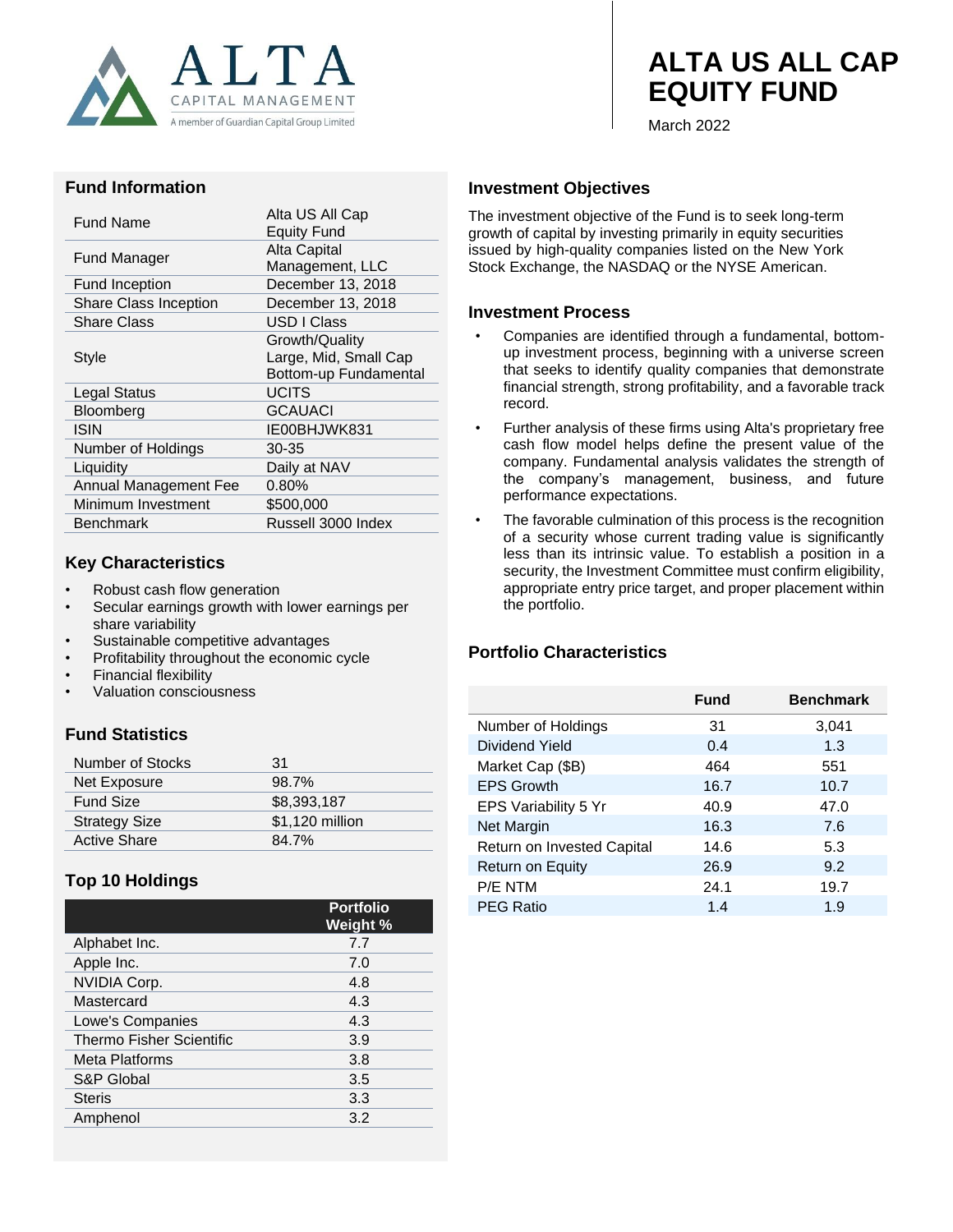ALTA CAPITAL MANAGEMENT
A member of Guardian Capital Group Limited

# ALTA US ALL CAP EQUITY FUND

March 2022

## Fund Information

| | |
|---|---|
| Fund Name | Alta US All Cap Equity Fund |
| Fund Manager | Alta Capital Management, LLC |
| Fund Inception | December 13, 2018 |
| Share Class Inception | December 13, 2018 |
| Share Class | USD I Class |
| Style | Growth/Quality Large, Mid, Small Cap Bottom-up Fundamental |
| Legal Status | UCITS |
| Bloomberg | GCAUACI |
| ISIN | IE00BHJWK831 |
| Number of Holdings | 30-35 |
| Liquidity | Daily at NAV |
| Annual Management Fee | 0.80% |
| Minimum Investment | $500,000 |
| Benchmark | Russell 3000 Index |

## Key Characteristics

- Robust cash flow generation
- Secular earnings growth with lower earnings per share variability
- Sustainable competitive advantages
- Profitability throughout the economic cycle
- Financial flexibility
- Valuation consciousness

## Fund Statistics

| | |
|---|---|
| Number of Stocks | 31 |
| Net Exposure | 98.7% |
| Fund Size | $8,393,187 |
| Strategy Size | $1,120 million |
| Active Share | 84.7% |

## Top 10 Holdings

| | Portfolio Weight % |
|---|---|
| Alphabet Inc. | 7.7 |
| Apple Inc. | 7.0 |
| NVIDIA Corp. | 4.8 |
| Mastercard | 4.3 |
| Lowe's Companies | 4.3 |
| Thermo Fisher Scientific | 3.9 |
| Meta Platforms | 3.8 |
| S&P Global | 3.5 |
| Steris | 3.3 |
| Amphenol | 3.2 |

## Investment Objectives

The investment objective of the Fund is to seek long-term growth of capital by investing primarily in equity securities issued by high-quality companies listed on the New York Stock Exchange, the NASDAQ or the NYSE American.

## Investment Process

- Companies are identified through a fundamental, bottom-up investment process, beginning with a universe screen that seeks to identify quality companies that demonstrate financial strength, strong profitability, and a favorable track record.
- Further analysis of these firms using Alta's proprietary free cash flow model helps define the present value of the company. Fundamental analysis validates the strength of the company's management, business, and future performance expectations.
- The favorable culmination of this process is the recognition of a security whose current trading value is significantly less than its intrinsic value. To establish a position in a security, the Investment Committee must confirm eligibility, appropriate entry price target, and proper placement within the portfolio.

## Portfolio Characteristics

| | Fund | Benchmark |
|---|---|---|
| Number of Holdings | 31 | 3,041 |
| Dividend Yield | 0.4 | 1.3 |
| Market Cap ($B) | 464 | 551 |
| EPS Growth | 16.7 | 10.7 |
| EPS Variability 5 Yr | 40.9 | 47.0 |
| Net Margin | 16.3 | 7.6 |
| Return on Invested Capital | 14.6 | 5.3 |
| Return on Equity | 26.9 | 9.2 |
| P/E NTM | 24.1 | 19.7 |
| PEG Ratio | 1.4 | 1.9 |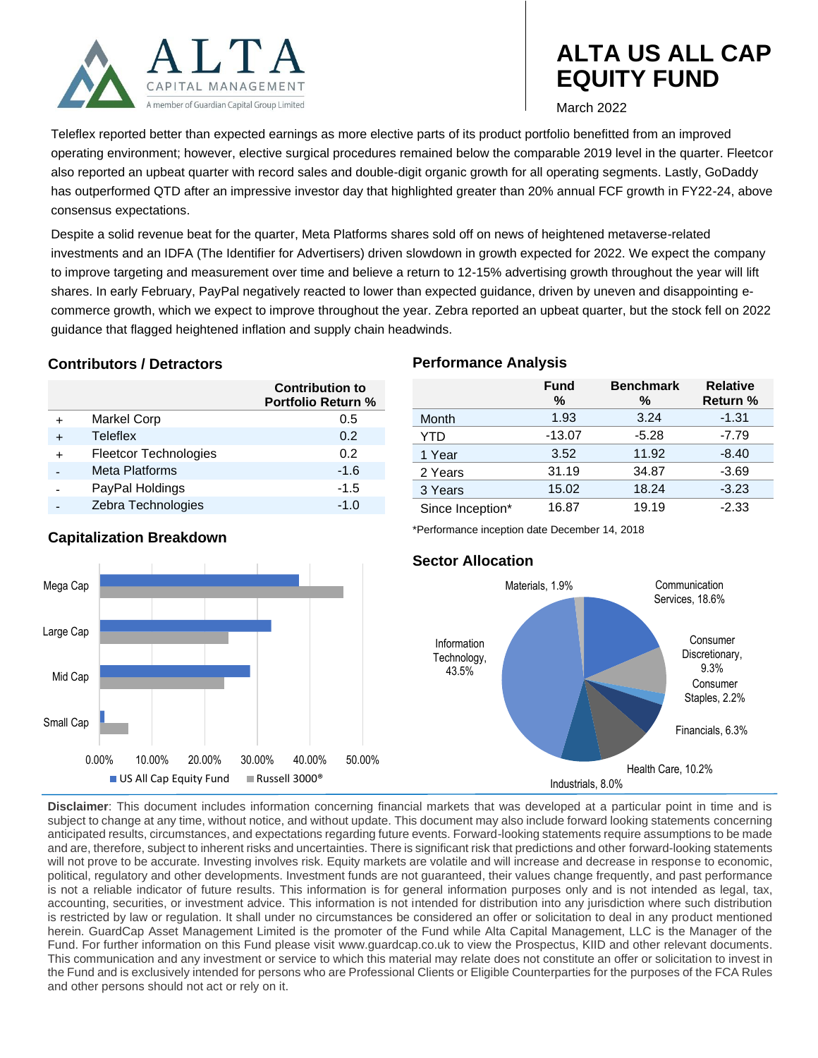# ALTA US ALL CAP EQUITY FUND

March 2022

Teleflex reported better than expected earnings as more elective parts of its product portfolio benefitted from an improved operating environment; however, elective surgical procedures remained below the comparable 2019 level in the quarter. Fleetcor also reported an upbeat quarter with record sales and double-digit organic growth for all operating segments. Lastly, GoDaddy has outperformed QTD after an impressive investor day that highlighted greater than 20% annual FCF growth in FY22-24, above consensus expectations.

Despite a solid revenue beat for the quarter, Meta Platforms shares sold off on news of heightened metaverse-related investments and an IDFA (The Identifier for Advertisers) driven slowdown in growth expected for 2022. We expect the company to improve targeting and measurement over time and believe a return to 12-15% advertising growth throughout the year will lift shares. In early February, PayPal negatively reacted to lower than expected guidance, driven by uneven and disappointing e-commerce growth, which we expect to improve throughout the year. Zebra reported an upbeat quarter, but the stock fell on 2022 guidance that flagged heightened inflation and supply chain headwinds.

## Contributors / Detractors

| | | Contribution to Portfolio Return % |
|---|---|---|
| + | Markel Corp | 0.5 |
| + | Teleflex | 0.2 |
| + | Fleetcor Technologies | 0.2 |
| - | Meta Platforms | -1.6 |
| - | PayPal Holdings | -1.5 |
| - | Zebra Technologies | -1.0 |

## Performance Analysis

| | Fund % | Benchmark % | Relative Return % |
|---|---|---|---|
| Month | 1.93 | 3.24 | -1.31 |
| YTD | -13.07 | -5.28 | -7.79 |
| 1 Year | 3.52 | 11.92 | -8.40 |
| 2 Years | 31.19 | 34.87 | -3.69 |
| 3 Years | 15.02 | 18.24 | -3.23 |
| Since Inception* | 16.87 | 19.19 | -2.33 |

*Performance inception date December 14, 2018

## Capitalization Breakdown

Mega Cap
Large Cap
Mid Cap
Small Cap

0.00% 10.00% 20.00% 30.00% 40.00% 50.00%

US All Cap Equity Fund
Russell 3000®

## Sector Allocation

Materials, 1.9%
Communication Services, 18.6%
Consumer Discretionary, 9.3%
Consumer Staples, 2.2%
Financials, 6.3%
Health Care, 10.2%
Industrials, 8.0%
Information Technology, 43.5%

**Disclaimer**: This document includes information concerning financial markets that was developed at a particular point in time and is subject to change at any time, without notice, and without update. This document may also include forward looking statements concerning anticipated results, circumstances, and expectations regarding future events. Forward-looking statements require assumptions to be made and are, therefore, subject to inherent risks and uncertainties. There is significant risk that predictions and other forward-looking statements will not prove to be accurate. Investing involves risk. Equity markets are volatile and will increase and decrease in response to economic, political, regulatory and other developments. Investment funds are not guaranteed, their values change frequently, and past performance is not a reliable indicator of future results. This information is for general information purposes only and is not intended as legal, tax, accounting, securities, or investment advice. This information is not intended for distribution into any jurisdiction where such distribution is restricted by law or regulation. It shall under no circumstances be considered an offer or solicitation to deal in any product mentioned herein. GuardCap Asset Management Limited is the promoter of the Fund while Alta Capital Management, LLC is the Manager of the Fund. For further information on this Fund please visit www.guardcap.co.uk to view the Prospectus, KIID and other relevant documents. This communication and any investment or service to which this material may relate does not constitute an offer or solicitation to invest in the Fund and is exclusively intended for persons who are Professional Clients or Eligible Counterparties for the purposes of the FCA Rules and other persons should not act or rely on it.